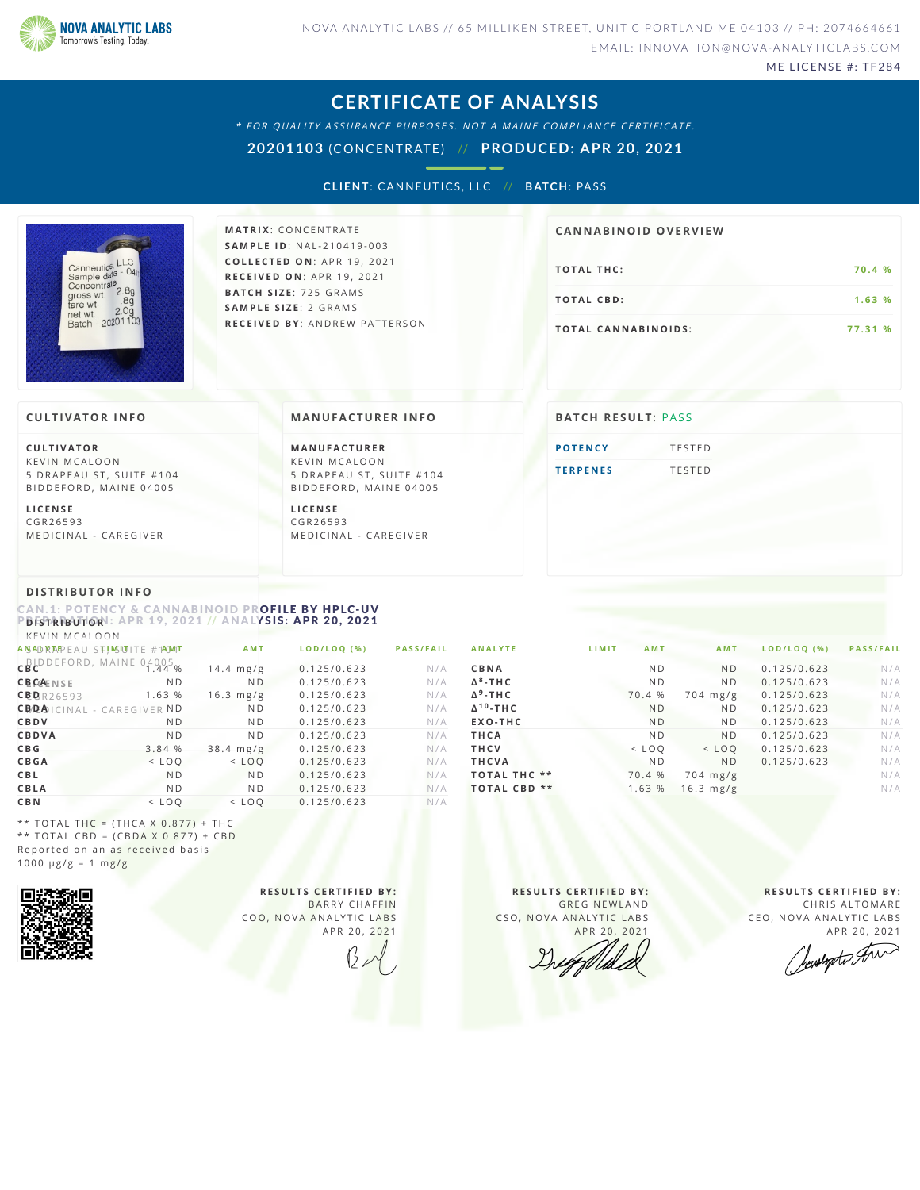NOVA ANALYTIC LABS
Tomorrow's Testing, Today.

NOVA ANALYTIC LABS // 65 MILLIKEN STREET, UNIT C PORTLAND ME 04103 // PH: 2074664661
EMAIL: INNOVATION@NOVA-ANALYTICLABS.COM
ME LICENSE #: TF284

# CERTIFICATE OF ANALYSIS

*\* FOR QUALITY ASSURANCE PURPOSES. NOT A MAINE COMPLIANCE CERTIFICATE.*

**20201103** (CONCENTRATE) // **PRODUCED: APR 20, 2021**

**CLIENT**: CANNEUTICS, LLC // **BATCH**: PASS

**MATRIX**: CONCENTRATE
**SAMPLE ID**: NAL-210419-003
**COLLECTED ON**: APR 19, 2021
**RECEIVED ON**: APR 19, 2021
**BATCH SIZE**: 725 GRAMS
**SAMPLE SIZE**: 2 GRAMS
**RECEIVED BY**: ANDREW PATTERSON

## CANNABINOID OVERVIEW

| | |
|---|---|
| TOTAL THC: | 70.4 % |
| TOTAL CBD: | 1.63 % |
| TOTAL CANNABINOIDS: | 77.31 % |

## CULTIVATOR INFO

**CULTIVATOR**
KEVIN MCALOON
5 DRAPEAU ST, SUITE #104
BIDDEFORD, MAINE 04005

**LICENSE**
CGR26593
MEDICINAL - CAREGIVER

## MANUFACTURER INFO

**MANUFACTURER**
KEVIN MCALOON
5 DRAPEAU ST, SUITE #104
BIDDEFORD, MAINE 04005

**LICENSE**
CGR26593
MEDICINAL - CAREGIVER

## BATCH RESULT: PASS

| | |
|---|---|
| POTENCY | TESTED |
| TERPENES | TESTED |

## DISTRIBUTOR INFO

**DISTRIBUTOR**
KEVIN MCALOON
5 DRAPEAU ST, SUITE #104
BIDDEFORD, MAINE 04005

**LICENSE**
CGR26593
MEDICINAL - CAREGIVER

## CAN.1: POTENCY & CANNABINOID PROFILE BY HPLC-UV

**PREPARATION: APR 19, 2021 // ANALYSIS: APR 20, 2021**

| ANALYTE | LIMIT | AMT | AMT | LOD/LOQ (%) | PASS/FAIL |
|---|---|---|---|---|---|
| CBC | | 1.44 % | 14.4 mg/g | 0.125/0.623 | N/A |
| CBCA | | ND | ND | 0.125/0.623 | N/A |
| CBD | | 1.63 % | 16.3 mg/g | 0.125/0.623 | N/A |
| CBDA | | ND | ND | 0.125/0.623 | N/A |
| CBDV | | ND | ND | 0.125/0.623 | N/A |
| CBDVA | | ND | ND | 0.125/0.623 | N/A |
| CBG | | 3.84 % | 38.4 mg/g | 0.125/0.623 | N/A |
| CBGA | | < LOQ | < LOQ | 0.125/0.623 | N/A |
| CBL | | ND | ND | 0.125/0.623 | N/A |
| CBLA | | ND | ND | 0.125/0.623 | N/A |
| CBN | | < LOQ | < LOQ | 0.125/0.623 | N/A |
| CBNA | | ND | ND | 0.125/0.623 | N/A |
| $\Delta^8$-THC | | ND | ND | 0.125/0.623 | N/A |
| $\Delta^9$-THC | | 70.4 % | 704 mg/g | 0.125/0.623 | N/A |
| $\Delta^{10}$-THC | | ND | ND | 0.125/0.623 | N/A |
| EXO-THC | | ND | ND | 0.125/0.623 | N/A |
| THCA | | ND | ND | 0.125/0.623 | N/A |
| THCV | | < LOQ | < LOQ | 0.125/0.623 | N/A |
| THCVA | | ND | ND | 0.125/0.623 | N/A |
| TOTAL THC ** | | 70.4 % | 704 mg/g | | N/A |
| TOTAL CBD ** | | 1.63 % | 16.3 mg/g | | N/A |

** TOTAL THC = (THCA X 0.877) + THC
** TOTAL CBD = (CBDA X 0.877) + CBD
Reported on an as received basis
1000 µg/g = 1 mg/g

**RESULTS CERTIFIED BY:**
BARRY CHAFFIN
COO, NOVA ANALYTIC LABS
APR 20, 2021

**RESULTS CERTIFIED BY:**
GREG NEWLAND
CSO, NOVA ANALYTIC LABS
APR 20, 2021

**RESULTS CERTIFIED BY:**
CHRIS ALTOMARE
CEO, NOVA ANALYTIC LABS
APR 20, 2021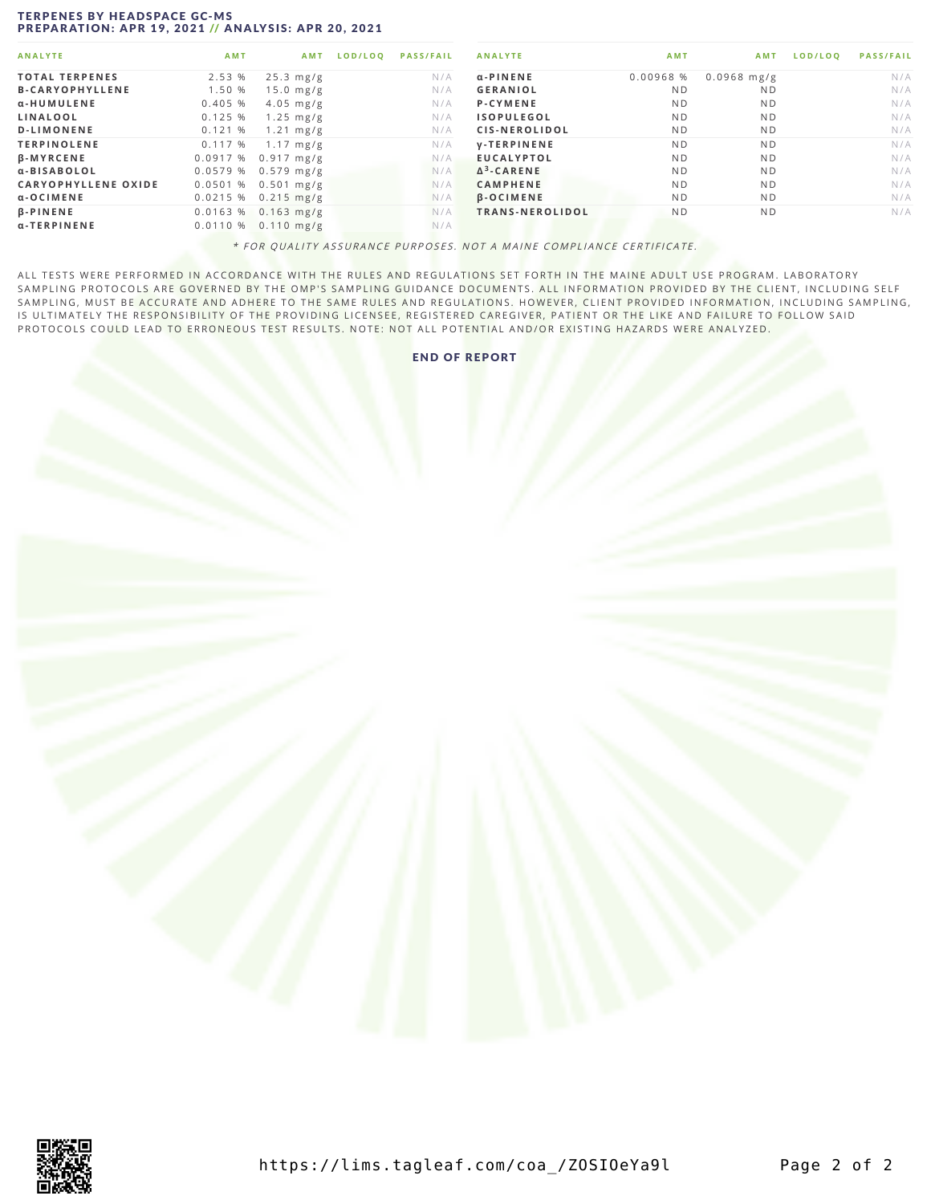## TERPENES BY HEADSPACE GC-MS
### PREPARATION: APR 19, 2021 // ANALYSIS: APR 20, 2021

| ANALYTE | AMT | AMT | LOD/LOQ | PASS/FAIL |
|---|---|---|---|---|
| TOTAL TERPENES | 2.53 % | 25.3 mg/g | | N/A |
| Β-CARYOPHYLLENE | 1.50 % | 15.0 mg/g | | N/A |
| α-HUMULENE | 0.405 % | 4.05 mg/g | | N/A |
| LINALOOL | 0.125 % | 1.25 mg/g | | N/A |
| D-LIMONENE | 0.121 % | 1.21 mg/g | | N/A |
| TERPINOLENE | 0.117 % | 1.17 mg/g | | N/A |
| β-MYRCENE | 0.0917 % | 0.917 mg/g | | N/A |
| α-BISABOLOL | 0.0579 % | 0.579 mg/g | | N/A |
| CARYOPHYLLENE OXIDE | 0.0501 % | 0.501 mg/g | | N/A |
| α-OCIMENE | 0.0215 % | 0.215 mg/g | | N/A |
| β-PINENE | 0.0163 % | 0.163 mg/g | | N/A |
| α-TERPINENE | 0.0110 % | 0.110 mg/g | | N/A |
| α-PINENE | 0.00968 % | 0.0968 mg/g | | N/A |
| GERANIOL | ND | ND | | N/A |
| P-CYMENE | ND | ND | | N/A |
| ISOPULEGOL | ND | ND | | N/A |
| CIS-NEROLIDOL | ND | ND | | N/A |
| γ-TERPINENE | ND | ND | | N/A |
| EUCALYPTOL | ND | ND | | N/A |
| $\Delta^3$-CARENE | ND | ND | | N/A |
| CAMPHENE | ND | ND | | N/A |
| β-OCIMENE | ND | ND | | N/A |
| TRANS-NEROLIDOL | ND | ND | | N/A |

*\* FOR QUALITY ASSURANCE PURPOSES. NOT A MAINE COMPLIANCE CERTIFICATE.*

ALL TESTS WERE PERFORMED IN ACCORDANCE WITH THE RULES AND REGULATIONS SET FORTH IN THE MAINE ADULT USE PROGRAM. LABORATORY SAMPLING PROTOCOLS ARE GOVERNED BY THE OMP'S SAMPLING GUIDANCE DOCUMENTS. ALL INFORMATION PROVIDED BY THE CLIENT, INCLUDING SELF SAMPLING, MUST BE ACCURATE AND ADHERE TO THE SAME RULES AND REGULATIONS. HOWEVER, CLIENT PROVIDED INFORMATION, INCLUDING SAMPLING, IS ULTIMATELY THE RESPONSIBILITY OF THE PROVIDING LICENSEE, REGISTERED CAREGIVER, PATIENT OR THE LIKE AND FAILURE TO FOLLOW SAID PROTOCOLS COULD LEAD TO ERRONEOUS TEST RESULTS. NOTE: NOT ALL POTENTIAL AND/OR EXISTING HAZARDS WERE ANALYZED.

**END OF REPORT**

https://lims.tagleaf.com/coa_/ZOSIOeYa9l